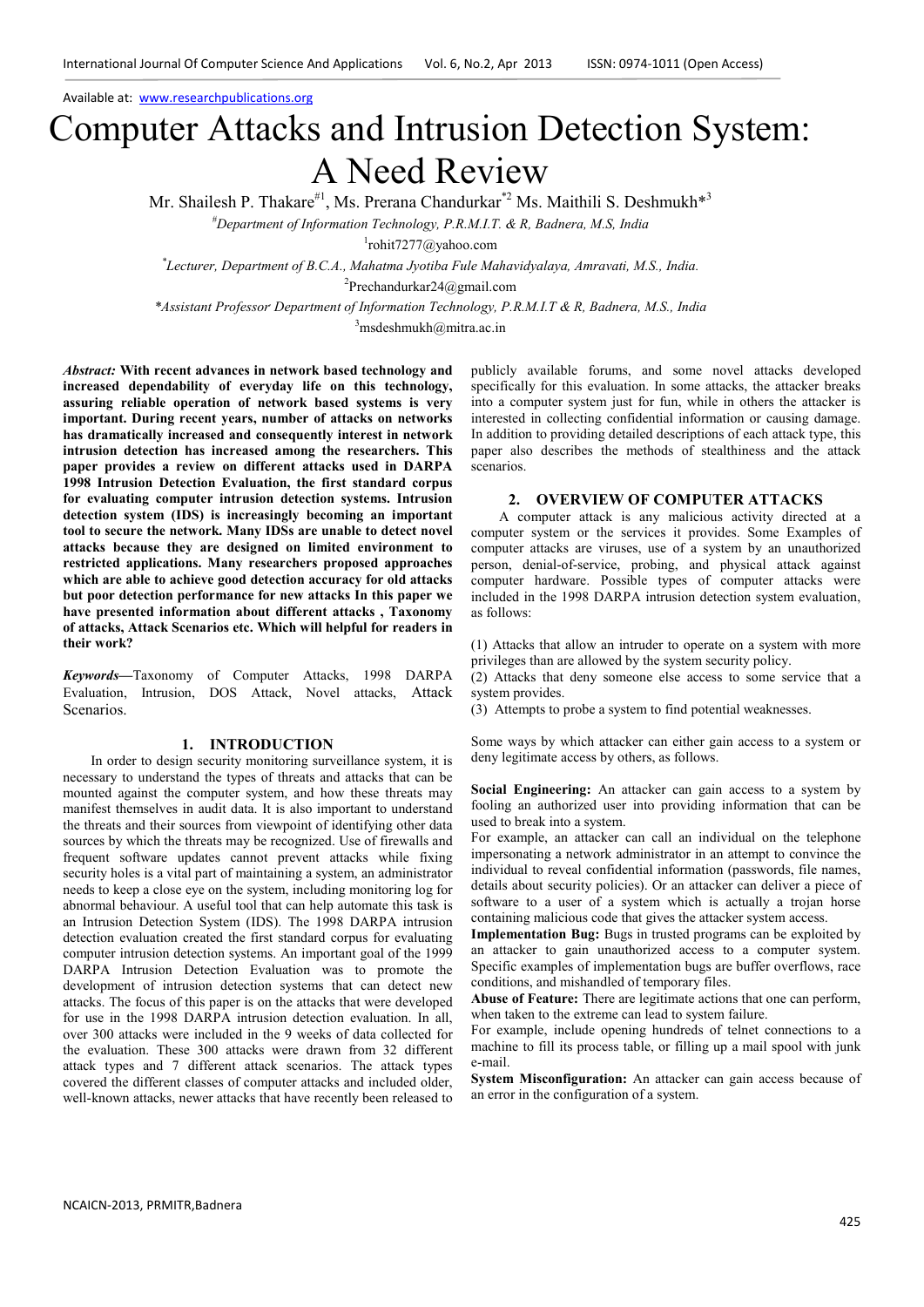Available at: www.researchpublications.org

# Computer Attacks and Intrusion Detection System: A Need Review

Mr. Shailesh P. Thakare[#1], Ms. Prerana Chandurkar[*2] Ms. Maithili S. Deshmukh*[3]

[#]Department of Information Technology, P.R.M.I.T. & R, Badnera, M.S, India

[1]rohit7277@yahoo.com

[*]Lecturer, Department of B.C.A., Mahatma Jyotiba Fule Mahavidyalaya, Amravati, M.S., India.

[2]Prechandurkar24@gmail.com

*Assistant Professor Department of Information Technology, P.R.M.I.T & R, Badnera, M.S., India

[3]msdeshmukh@mitra.ac.in

***Abstract:*** **With recent advances in network based technology and increased dependability of everyday life on this technology, assuring reliable operation of network based systems is very important. During recent years, number of attacks on networks has dramatically increased and consequently interest in network intrusion detection has increased among the researchers. This paper provides a review on different attacks used in DARPA 1998 Intrusion Detection Evaluation, the first standard corpus for evaluating computer intrusion detection systems. Intrusion detection system (IDS) is increasingly becoming an important tool to secure the network. Many IDSs are unable to detect novel attacks because they are designed on limited environment to restricted applications. Many researchers proposed approaches which are able to achieve good detection accuracy for old attacks but poor detection performance for new attacks In this paper we have presented information about different attacks , Taxonomy of attacks, Attack Scenarios etc. Which will helpful for readers in their work?**

***Keywords*—**Taxonomy of Computer Attacks, 1998 DARPA Evaluation, Intrusion, DOS Attack, Novel attacks, Attack Scenarios.

## 1. INTRODUCTION

In order to design security monitoring surveillance system, it is necessary to understand the types of threats and attacks that can be mounted against the computer system, and how these threats may manifest themselves in audit data. It is also important to understand the threats and their sources from viewpoint of identifying other data sources by which the threats may be recognized. Use of firewalls and frequent software updates cannot prevent attacks while fixing security holes is a vital part of maintaining a system, an administrator needs to keep a close eye on the system, including monitoring log for abnormal behaviour. A useful tool that can help automate this task is an Intrusion Detection System (IDS). The 1998 DARPA intrusion detection evaluation created the first standard corpus for evaluating computer intrusion detection systems. An important goal of the 1999 DARPA Intrusion Detection Evaluation was to promote the development of intrusion detection systems that can detect new attacks. The focus of this paper is on the attacks that were developed for use in the 1998 DARPA intrusion detection evaluation. In all, over 300 attacks were included in the 9 weeks of data collected for the evaluation. These 300 attacks were drawn from 32 different attack types and 7 different attack scenarios. The attack types covered the different classes of computer attacks and included older, well-known attacks, newer attacks that have recently been released to publicly available forums, and some novel attacks developed specifically for this evaluation. In some attacks, the attacker breaks into a computer system just for fun, while in others the attacker is interested in collecting confidential information or causing damage. In addition to providing detailed descriptions of each attack type, this paper also describes the methods of stealthiness and the attack scenarios.

## 2. OVERVIEW OF COMPUTER ATTACKS

A computer attack is any malicious activity directed at a computer system or the services it provides. Some Examples of computer attacks are viruses, use of a system by an unauthorized person, denial-of-service, probing, and physical attack against computer hardware. Possible types of computer attacks were included in the 1998 DARPA intrusion detection system evaluation, as follows:

(1) Attacks that allow an intruder to operate on a system with more privileges than are allowed by the system security policy.
(2) Attacks that deny someone else access to some service that a system provides.
(3) Attempts to probe a system to find potential weaknesses.

Some ways by which attacker can either gain access to a system or deny legitimate access by others, as follows.

**Social Engineering:** An attacker can gain access to a system by fooling an authorized user into providing information that can be used to break into a system.
For example, an attacker can call an individual on the telephone impersonating a network administrator in an attempt to convince the individual to reveal confidential information (passwords, file names, details about security policies). Or an attacker can deliver a piece of software to a user of a system which is actually a trojan horse containing malicious code that gives the attacker system access.
**Implementation Bug:** Bugs in trusted programs can be exploited by an attacker to gain unauthorized access to a computer system. Specific examples of implementation bugs are buffer overflows, race conditions, and mishandled of temporary files.
**Abuse of Feature:** There are legitimate actions that one can perform, when taken to the extreme can lead to system failure.
For example, include opening hundreds of telnet connections to a machine to fill its process table, or filling up a mail spool with junk e-mail.
**System Misconfiguration:** An attacker can gain access because of an error in the configuration of a system.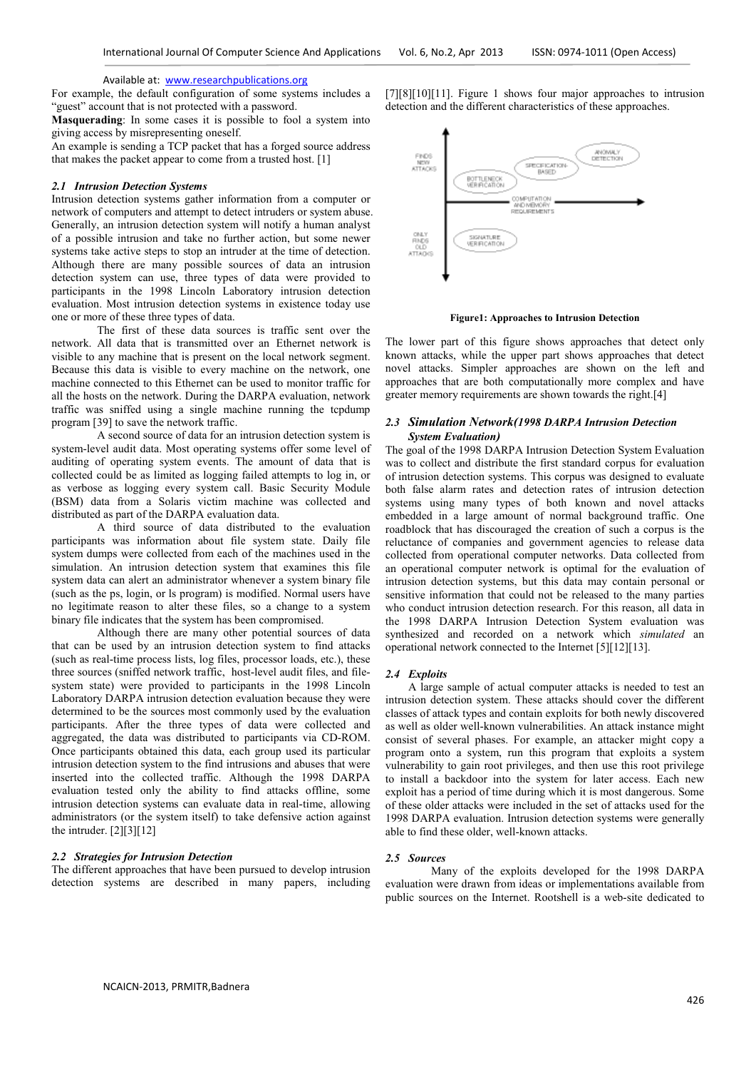For example, the default configuration of some systems includes a "guest" account that is not protected with a password.

**Masquerading**: In some cases it is possible to fool a system into giving access by misrepresenting oneself.

An example is sending a TCP packet that has a forged source address that makes the packet appear to come from a trusted host. [1]

### *2.1 Intrusion Detection Systems*

Intrusion detection systems gather information from a computer or network of computers and attempt to detect intruders or system abuse. Generally, an intrusion detection system will notify a human analyst of a possible intrusion and take no further action, but some newer systems take active steps to stop an intruder at the time of detection. Although there are many possible sources of data an intrusion detection system can use, three types of data were provided to participants in the 1998 Lincoln Laboratory intrusion detection evaluation. Most intrusion detection systems in existence today use one or more of these three types of data.

The first of these data sources is traffic sent over the network. All data that is transmitted over an Ethernet network is visible to any machine that is present on the local network segment. Because this data is visible to every machine on the network, one machine connected to this Ethernet can be used to monitor traffic for all the hosts on the network. During the DARPA evaluation, network traffic was sniffed using a single machine running the tcpdump program [39] to save the network traffic.

A second source of data for an intrusion detection system is system-level audit data. Most operating systems offer some level of auditing of operating system events. The amount of data that is collected could be as limited as logging failed attempts to log in, or as verbose as logging every system call. Basic Security Module (BSM) data from a Solaris victim machine was collected and distributed as part of the DARPA evaluation data.

A third source of data distributed to the evaluation participants was information about file system state. Daily file system dumps were collected from each of the machines used in the simulation. An intrusion detection system that examines this file system data can alert an administrator whenever a system binary file (such as the ps, login, or ls program) is modified. Normal users have no legitimate reason to alter these files, so a change to a system binary file indicates that the system has been compromised.

Although there are many other potential sources of data that can be used by an intrusion detection system to find attacks (such as real-time process lists, log files, processor loads, etc.), these three sources (sniffed network traffic, host-level audit files, and file-system state) were provided to participants in the 1998 Lincoln Laboratory DARPA intrusion detection evaluation because they were determined to be the sources most commonly used by the evaluation participants. After the three types of data were collected and aggregated, the data was distributed to participants via CD-ROM. Once participants obtained this data, each group used its particular intrusion detection system to the find intrusions and abuses that were inserted into the collected traffic. Although the 1998 DARPA evaluation tested only the ability to find attacks offline, some intrusion detection systems can evaluate data in real-time, allowing administrators (or the system itself) to take defensive action against the intruder. [2][3][12]

### *2.2 Strategies for Intrusion Detection*

The different approaches that have been pursued to develop intrusion detection systems are described in many papers, including [7][8][10][11]. Figure 1 shows four major approaches to intrusion detection and the different characteristics of these approaches.

**Figure1: Approaches to Intrusion Detection**

The lower part of this figure shows approaches that detect only known attacks, while the upper part shows approaches that detect novel attacks. Simpler approaches are shown on the left and approaches that are both computationally more complex and have greater memory requirements are shown towards the right.[4]

### *2.3 Simulation Network(1998 DARPA Intrusion Detection System Evaluation)*

The goal of the 1998 DARPA Intrusion Detection System Evaluation was to collect and distribute the first standard corpus for evaluation of intrusion detection systems. This corpus was designed to evaluate both false alarm rates and detection rates of intrusion detection systems using many types of both known and novel attacks embedded in a large amount of normal background traffic. One roadblock that has discouraged the creation of such a corpus is the reluctance of companies and government agencies to release data collected from operational computer networks. Data collected from an operational computer network is optimal for the evaluation of intrusion detection systems, but this data may contain personal or sensitive information that could not be released to the many parties who conduct intrusion detection research. For this reason, all data in the 1998 DARPA Intrusion Detection System evaluation was synthesized and recorded on a network which *simulated* an operational network connected to the Internet [5][12][13].

### *2.4 Exploits*

A large sample of actual computer attacks is needed to test an intrusion detection system. These attacks should cover the different classes of attack types and contain exploits for both newly discovered as well as older well-known vulnerabilities. An attack instance might consist of several phases. For example, an attacker might copy a program onto a system, run this program that exploits a system vulnerability to gain root privileges, and then use this root privilege to install a backdoor into the system for later access. Each new exploit has a period of time during which it is most dangerous. Some of these older attacks were included in the set of attacks used for the 1998 DARPA evaluation. Intrusion detection systems were generally able to find these older, well-known attacks.

### *2.5 Sources*

Many of the exploits developed for the 1998 DARPA evaluation were drawn from ideas or implementations available from public sources on the Internet. Rootshell is a web-site dedicated to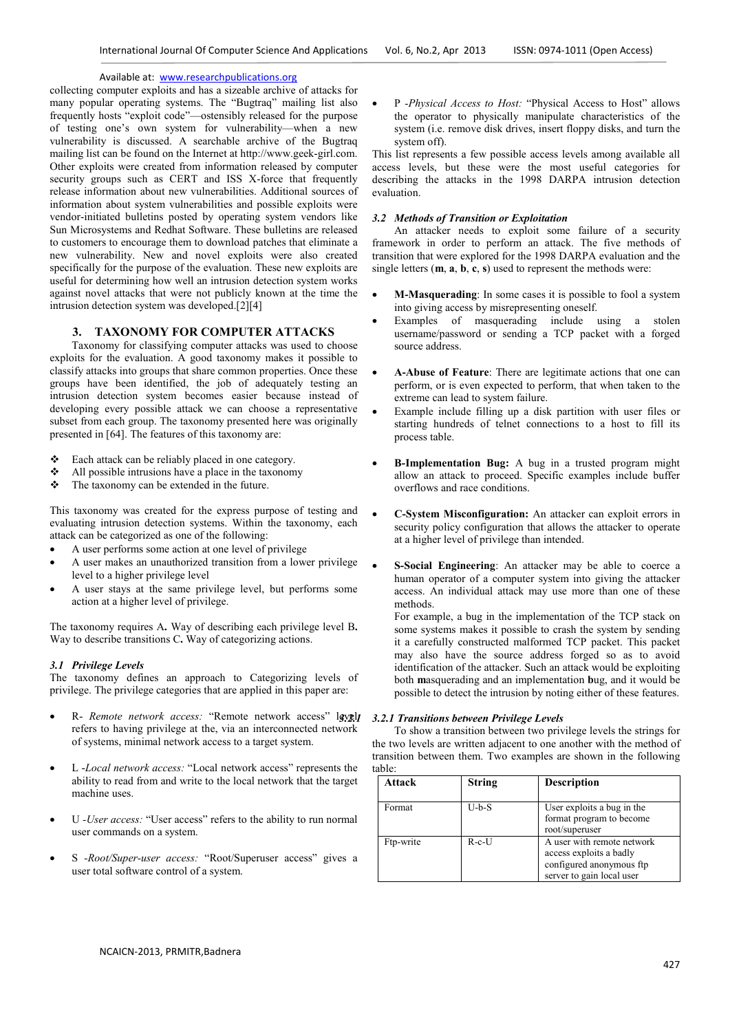collecting computer exploits and has a sizeable archive of attacks for many popular operating systems. The "Bugtraq" mailing list also frequently hosts "exploit code"—ostensibly released for the purpose of testing one's own system for vulnerability—when a new vulnerability is discussed. A searchable archive of the Bugtraq mailing list can be found on the Internet at http://www.geek-girl.com. Other exploits were created from information released by computer security groups such as CERT and ISS X-force that frequently release information about new vulnerabilities. Additional sources of information about system vulnerabilities and possible exploits were vendor-initiated bulletins posted by operating system vendors like Sun Microsystems and Redhat Software. These bulletins are released to customers to encourage them to download patches that eliminate a new vulnerability. New and novel exploits were also created specifically for the purpose of the evaluation. These new exploits are useful for determining how well an intrusion detection system works against novel attacks that were not publicly known at the time the intrusion detection system was developed.[2][4]

## 3. TAXONOMY FOR COMPUTER ATTACKS

Taxonomy for classifying computer attacks was used to choose exploits for the evaluation. A good taxonomy makes it possible to classify attacks into groups that share common properties. Once these groups have been identified, the job of adequately testing an intrusion detection system becomes easier because instead of developing every possible attack we can choose a representative subset from each group. The taxonomy presented here was originally presented in [64]. The features of this taxonomy are:

- Each attack can be reliably placed in one category.
- All possible intrusions have a place in the taxonomy
- The taxonomy can be extended in the future.

This taxonomy was created for the express purpose of testing and evaluating intrusion detection systems. Within the taxonomy, each attack can be categorized as one of the following:

- A user performs some action at one level of privilege
- A user makes an unauthorized transition from a lower privilege level to a higher privilege level
- A user stays at the same privilege level, but performs some action at a higher level of privilege.

The taxonomy requires A**.** Way of describing each privilege level B**.** Way to describe transitions C**.** Way of categorizing actions.

### *3.1 Privilege Levels*

The taxonomy defines an approach to Categorizing levels of privilege. The privilege categories that are applied in this paper are:

- R- *Remote network access:* "Remote network access" level refers to having privilege at the, via an interconnected network of systems, minimal network access to a target system.
- L *-Local network access:* "Local network access" represents the ability to read from and write to the local network that the target machine uses.
- U *-User access:* "User access" refers to the ability to run normal user commands on a system.
- S *-Root/Super-user access:* "Root/Superuser access" gives a user total software control of a system.
- P *-Physical Access to Host:* "Physical Access to Host" allows the operator to physically manipulate characteristics of the system (i.e. remove disk drives, insert floppy disks, and turn the system off).

This list represents a few possible access levels among available all access levels, but these were the most useful categories for describing the attacks in the 1998 DARPA intrusion detection evaluation.

### *3.2 Methods of Transition or Exploitation*

An attacker needs to exploit some failure of a security framework in order to perform an attack. The five methods of transition that were explored for the 1998 DARPA evaluation and the single letters (**m**, **a**, **b**, **c**, **s**) used to represent the methods were:

- **M-Masquerading**: In some cases it is possible to fool a system into giving access by misrepresenting oneself.
- Examples of masquerading include using a stolen username/password or sending a TCP packet with a forged source address.
- **A-Abuse of Feature**: There are legitimate actions that one can perform, or is even expected to perform, that when taken to the extreme can lead to system failure.
- Example include filling up a disk partition with user files or starting hundreds of telnet connections to a host to fill its process table.
- **B-Implementation Bug:** A bug in a trusted program might allow an attack to proceed. Specific examples include buffer overflows and race conditions.
- **C-System Misconfiguration:** An attacker can exploit errors in security policy configuration that allows the attacker to operate at a higher level of privilege than intended.
- **S-Social Engineering**: An attacker may be able to coerce a human operator of a computer system into giving the attacker access. An individual attack may use more than one of these methods.

  For example, a bug in the implementation of the TCP stack on some systems makes it possible to crash the system by sending it a carefully constructed malformed TCP packet. This packet may also have the source address forged so as to avoid identification of the attacker. Such an attack would be exploiting both **m**asquerading and an implementation **b**ug, and it would be possible to detect the intrusion by noting either of these features.

#### *3.2.1 Transitions between Privilege Levels*

To show a transition between two privilege levels the strings for the two levels are written adjacent to one another with the method of transition between them. Two examples are shown in the following table:

| Attack | String | Description |
|---|---|---|
| Format | U-b-S | User exploits a bug in the format program to become root/superuser |
| Ftp-write | R-c-U | A user with remote network access exploits a badly configured anonymous ftp server to gain local user |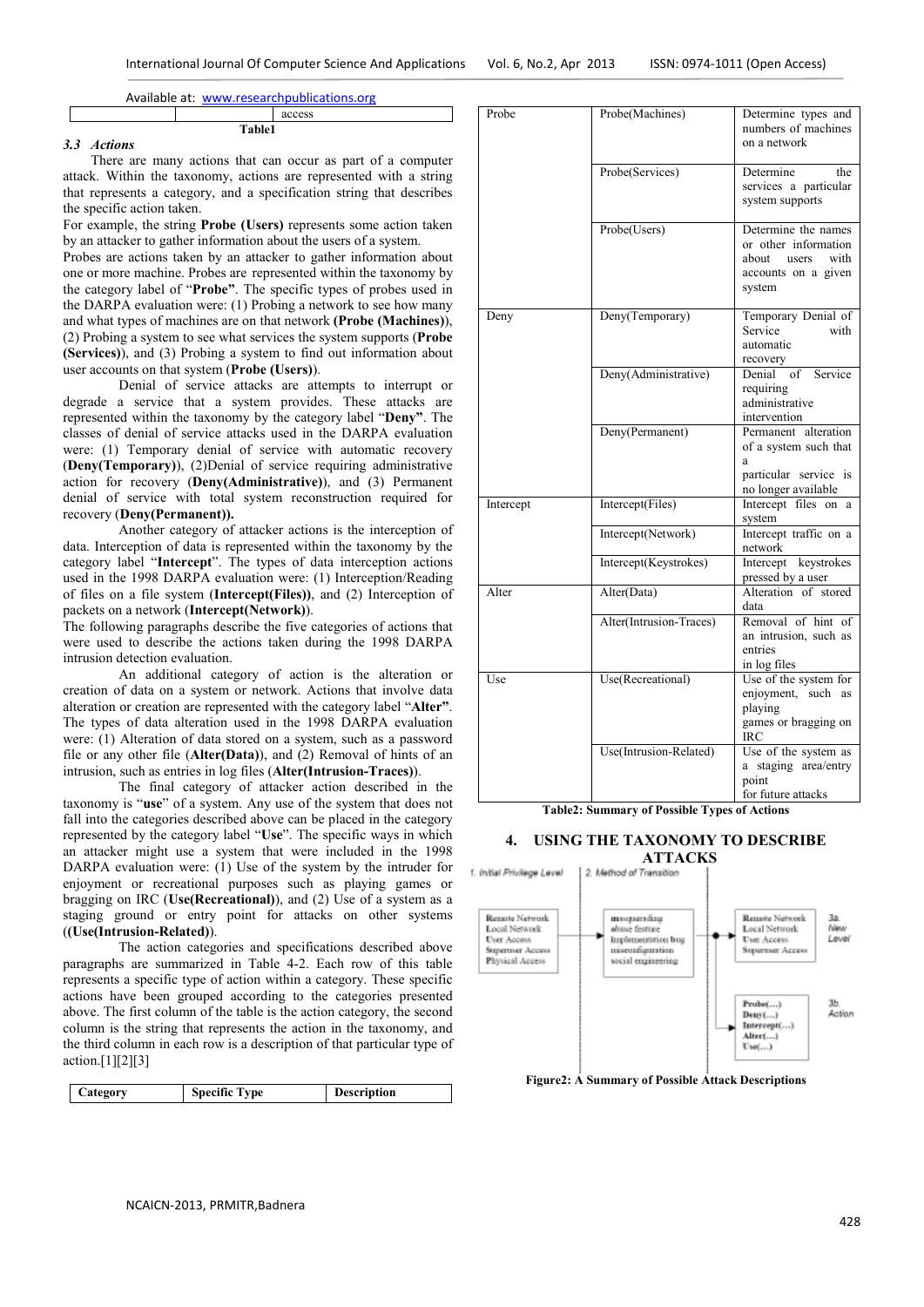| | | access |
|---|---|---|

**Table1**

### 3.3 *Actions*

There are many actions that can occur as part of a computer attack. Within the taxonomy, actions are represented with a string that represents a category, and a specification string that describes the specific action taken.

For example, the string **Probe (Users)** represents some action taken by an attacker to gather information about the users of a system.

Probes are actions taken by an attacker to gather information about one or more machine. Probes are represented within the taxonomy by the category label of "**Probe"**. The specific types of probes used in the DARPA evaluation were: (1) Probing a network to see how many and what types of machines are on that network **(Probe (Machines))**, (2) Probing a system to see what services the system supports (**Probe (Services)**), and (3) Probing a system to find out information about user accounts on that system (**Probe (Users)**).

Denial of service attacks are attempts to interrupt or degrade a service that a system provides. These attacks are represented within the taxonomy by the category label "**Deny"**. The classes of denial of service attacks used in the DARPA evaluation were: (1) Temporary denial of service with automatic recovery (**Deny(Temporary)**), (2)Denial of service requiring administrative action for recovery (**Deny(Administrative)**), and (3) Permanent denial of service with total system reconstruction required for recovery (**Deny(Permanent)).**

Another category of attacker actions is the interception of data. Interception of data is represented within the taxonomy by the category label "**Intercept**". The types of data interception actions used in the 1998 DARPA evaluation were: (1) Interception/Reading of files on a file system (**Intercept(Files))**, and (2) Interception of packets on a network (**Intercept(Network)**).

The following paragraphs describe the five categories of actions that were used to describe the actions taken during the 1998 DARPA intrusion detection evaluation.

An additional category of action is the alteration or creation of data on a system or network. Actions that involve data alteration or creation are represented with the category label "**Alter"**. The types of data alteration used in the 1998 DARPA evaluation were: (1) Alteration of data stored on a system, such as a password file or any other file (**Alter(Data)**), and (2) Removal of hints of an intrusion, such as entries in log files (**Alter(Intrusion-Traces)**).

The final category of attacker action described in the taxonomy is "**use**" of a system. Any use of the system that does not fall into the categories described above can be placed in the category represented by the category label "**Use**". The specific ways in which an attacker might use a system that were included in the 1998 DARPA evaluation were: (1) Use of the system by the intruder for enjoyment or recreational purposes such as playing games or bragging on IRC (**Use(Recreational)**), and (2) Use of a system as a staging ground or entry point for attacks on other systems (**(Use(Intrusion-Related)**).

The action categories and specifications described above paragraphs are summarized in Table 4-2. Each row of this table represents a specific type of action within a category. These specific actions have been grouped according to the categories presented above. The first column of the table is the action category, the second column is the string that represents the action in the taxonomy, and the third column in each row is a description of that particular type of action.[1][2][3]

| Category | Specific Type | Description |
|---|---|---|
| Probe | Probe(Machines) | Determine types and numbers of machines on a network |
| | Probe(Services) | Determine the services a particular system supports |
| | Probe(Users) | Determine the names or other information about users with accounts on a given system |
| Deny | Deny(Temporary) | Temporary Denial of Service with automatic recovery |
| | Deny(Administrative) | Denial of Service requiring administrative intervention |
| | Deny(Permanent) | Permanent alteration of a system such that a particular service is no longer available |
| Intercept | Intercept(Files) | Intercept files on a system |
| | Intercept(Network) | Intercept traffic on a network |
| | Intercept(Keystrokes) | Intercept keystrokes pressed by a user |
| Alter | Alter(Data) | Alteration of stored data |
| | Alter(Intrusion-Traces) | Removal of hint of an intrusion, such as entries in log files |
| Use | Use(Recreational) | Use of the system for enjoyment, such as playing games or bragging on IRC |
| | Use(Intrusion-Related) | Use of the system as a staging area/entry point for future attacks |

**Table2: Summary of Possible Types of Actions**

## 4. USING THE TAXONOMY TO DESCRIBE ATTACKS

1. Initial Privilege Level: Remote Network, Local Network, User Access, Superuser Access, Physical Access

2. Method of Transition: masquerading, abuse feature, implementation bug, misconfiguration, social engineering

3a. New Level: Remote Network, Local Network, User Access, Superuser Access

3b. Action: Probe(...), Deny(...), Intercept(...), Alter(...), Use(...)

**Figure2: A Summary of Possible Attack Descriptions**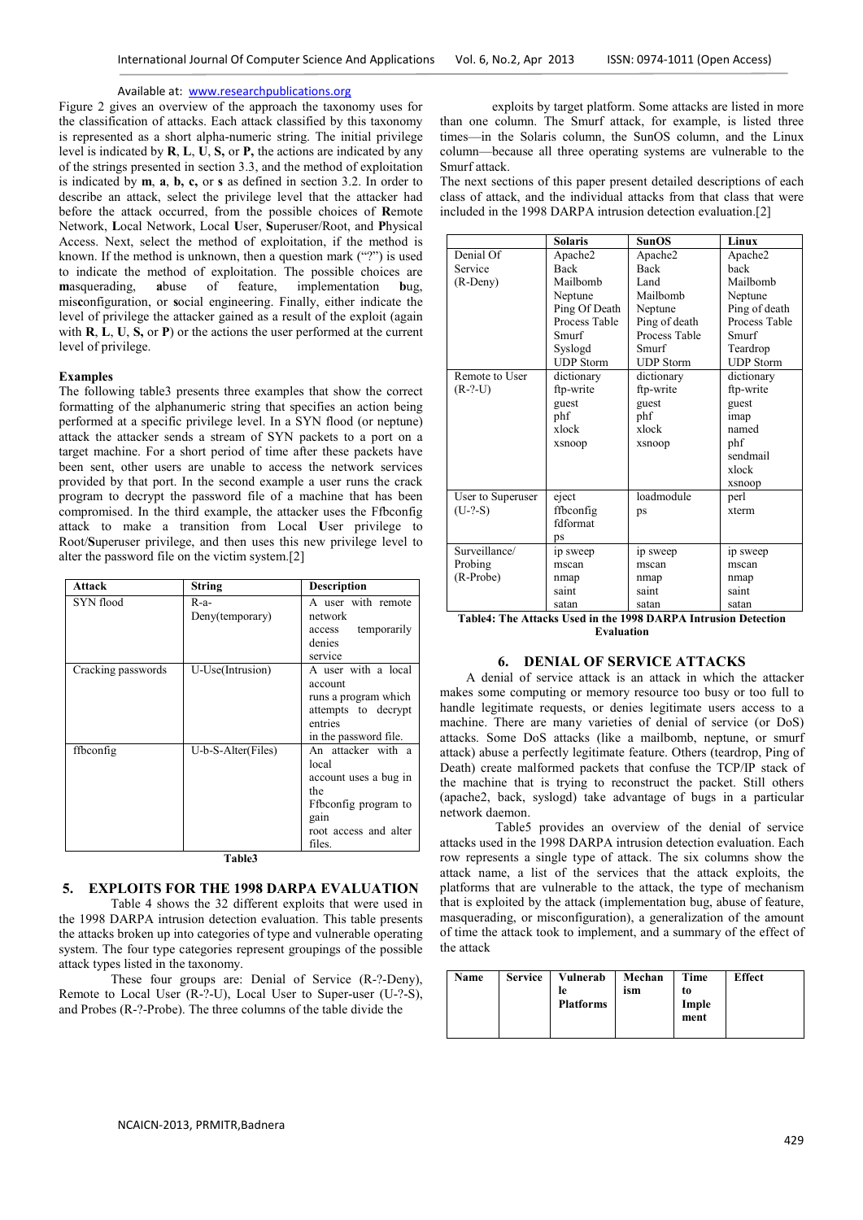Figure 2 gives an overview of the approach the taxonomy uses for the classification of attacks. Each attack classified by this taxonomy is represented as a short alpha-numeric string. The initial privilege level is indicated by **R**, **L**, **U**, **S,** or **P,** the actions are indicated by any of the strings presented in section 3.3, and the method of exploitation is indicated by **m**, **a**, **b, c,** or **s** as defined in section 3.2. In order to describe an attack, select the privilege level that the attacker had before the attack occurred, from the possible choices of **R**emote Network, **L**ocal Network, Local **U**ser, **S**uperuser/Root, and **P**hysical Access. Next, select the method of exploitation, if the method is known. If the method is unknown, then a question mark ("?") is used to indicate the method of exploitation. The possible choices are **m**asquerading, **a**buse of feature, implementation **b**ug, mis**c**onfiguration, or **s**ocial engineering. Finally, either indicate the level of privilege the attacker gained as a result of the exploit (again with **R**, **L**, **U**, **S,** or **P**) or the actions the user performed at the current level of privilege.

### Examples

The following table3 presents three examples that show the correct formatting of the alphanumeric string that specifies an action being performed at a specific privilege level. In a SYN flood (or neptune) attack the attacker sends a stream of SYN packets to a port on a target machine. For a short period of time after these packets have been sent, other users are unable to access the network services provided by that port. In the second example a user runs the crack program to decrypt the password file of a machine that has been compromised. In the third example, the attacker uses the Ffbconfig attack to make a transition from Local **U**ser privilege to Root/**S**uperuser privilege, and then uses this new privilege level to alter the password file on the victim system.[2]

| Attack | String | Description |
|---|---|---|
| SYN flood | R-a-Deny(temporary) | A user with remote network access temporarily denies service |
| Cracking passwords | U-Use(Intrusion) | A user with a local account runs a program which attempts to decrypt entries in the password file. |
| ffbconfig | U-b-S-Alter(Files) | An attacker with a local account uses a bug in the Ffbconfig program to gain root access and alter files. |

Table3

## 5. EXPLOITS FOR THE 1998 DARPA EVALUATION

Table 4 shows the 32 different exploits that were used in the 1998 DARPA intrusion detection evaluation. This table presents the attacks broken up into categories of type and vulnerable operating system. The four type categories represent groupings of the possible attack types listed in the taxonomy.

These four groups are: Denial of Service (R-?-Deny), Remote to Local User (R-?-U), Local User to Super-user (U-?-S), and Probes (R-?-Probe). The three columns of the table divide the exploits by target platform. Some attacks are listed in more than one column. The Smurf attack, for example, is listed three times—in the Solaris column, the SunOS column, and the Linux column—because all three operating systems are vulnerable to the Smurf attack.

The next sections of this paper present detailed descriptions of each class of attack, and the individual attacks from that class that were included in the 1998 DARPA intrusion detection evaluation.[2]

| | Solaris | SunOS | Linux |
|---|---|---|---|
| Denial Of Service (R-Deny) | Apache2<br>Back<br>Mailbomb<br>Neptune<br>Ping Of Death<br>Process Table<br>Smurf<br>Syslogd<br>UDP Storm | Apache2<br>Back<br>Land<br>Mailbomb<br>Neptune<br>Ping of death<br>Process Table<br>Smurf<br>UDP Storm | Apache2<br>back<br>Mailbomb<br>Neptune<br>Ping of death<br>Process Table<br>Smurf<br>Teardrop<br>UDP Storm |
| Remote to User (R-?-U) | dictionary<br>ftp-write<br>guest<br>phf<br>xlock<br>xsnoop | dictionary<br>ftp-write<br>guest<br>phf<br>xlock<br>xsnoop | dictionary<br>ftp-write<br>guest<br>imap<br>named<br>phf<br>sendmail<br>xlock<br>xsnoop |
| User to Superuser (U-?-S) | eject<br>ffbconfig<br>fdformat<br>ps | loadmodule<br>ps | perl<br>xterm |
| Surveillance/ Probing (R-Probe) | ip sweep<br>mscan<br>nmap<br>saint<br>satan | ip sweep<br>mscan<br>nmap<br>saint<br>satan | ip sweep<br>mscan<br>nmap<br>saint<br>satan |

**Table4: The Attacks Used in the 1998 DARPA Intrusion Detection Evaluation**

## 6. DENIAL OF SERVICE ATTACKS

A denial of service attack is an attack in which the attacker makes some computing or memory resource too busy or too full to handle legitimate requests, or denies legitimate users access to a machine. There are many varieties of denial of service (or DoS) attacks. Some DoS attacks (like a mailbomb, neptune, or smurf attack) abuse a perfectly legitimate feature. Others (teardrop, Ping of Death) create malformed packets that confuse the TCP/IP stack of the machine that is trying to reconstruct the packet. Still others (apache2, back, syslogd) take advantage of bugs in a particular network daemon.

Table5 provides an overview of the denial of service attacks used in the 1998 DARPA intrusion detection evaluation. Each row represents a single type of attack. The six columns show the attack name, a list of the services that the attack exploits, the platforms that are vulnerable to the attack, the type of mechanism that is exploited by the attack (implementation bug, abuse of feature, masquerading, or misconfiguration), a generalization of the amount of time the attack took to implement, and a summary of the effect of the attack

| Name | Service | Vulnerable Platforms | Mechanism | Time to Implement | Effect |
|---|---|---|---|---|---|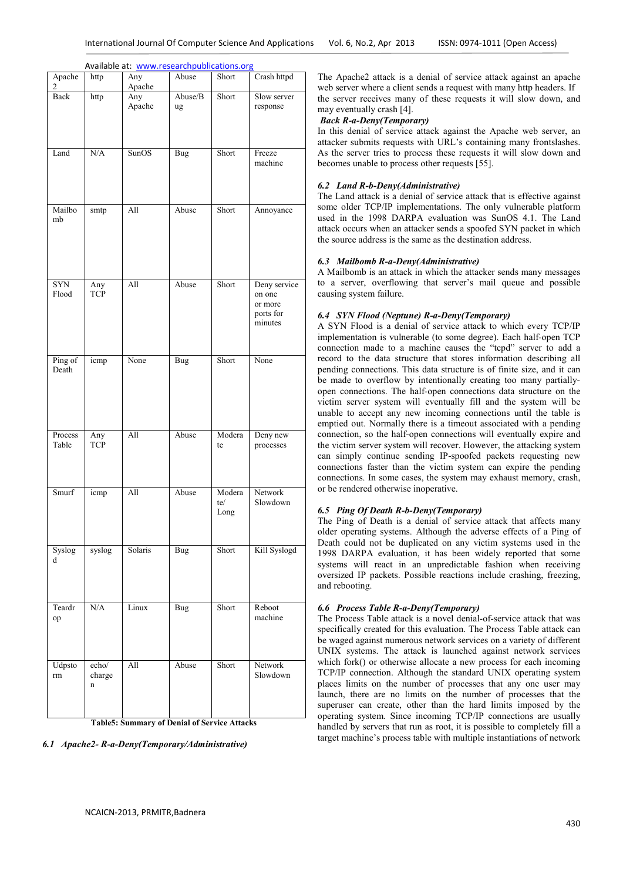Available at: www.researchpublications.org

| Apache 2 | http | Any Apache | Abuse | Short | Crash httpd |
|---|---|---|---|---|---|
| Back | http | Any Apache | Abuse/Bug | Short | Slow server response |
| Land | N/A | SunOS | Bug | Short | Freeze machine |
| Mailbomb | smtp | All | Abuse | Short | Annoyance |
| SYN Flood | Any TCP | All | Abuse | Short | Deny service on one or more ports for minutes |
| Ping of Death | icmp | None | Bug | Short | None |
| Process Table | Any TCP | All | Abuse | Moderate | Deny new processes |
| Smurf | icmp | All | Abuse | Moderate/ Long | Network Slowdown |
| Syslogd | syslog | Solaris | Bug | Short | Kill Syslogd |
| Teardrop | N/A | Linux | Bug | Short | Reboot machine |
| Udpstorm | echo/ chargen | All | Abuse | Short | Network Slowdown |

**Table5: Summary of Denial of Service Attacks**

### *6.1 Apache2- R-a-Deny(Temporary/Administrative)*

The Apache2 attack is a denial of service attack against an apache web server where a client sends a request with many http headers. If the server receives many of these requests it will slow down, and may eventually crash [4].

***Back R-a-Deny(Temporary)***

In this denial of service attack against the Apache web server, an attacker submits requests with URL's containing many frontslashes. As the server tries to process these requests it will slow down and becomes unable to process other requests [55].

### *6.2 Land R-b-Deny(Administrative)*

The Land attack is a denial of service attack that is effective against some older TCP/IP implementations. The only vulnerable platform used in the 1998 DARPA evaluation was SunOS 4.1. The Land attack occurs when an attacker sends a spoofed SYN packet in which the source address is the same as the destination address.

### *6.3 Mailbomb R-a-Deny(Administrative)*

A Mailbomb is an attack in which the attacker sends many messages to a server, overflowing that server's mail queue and possible causing system failure.

### *6.4 SYN Flood (Neptune) R-a-Deny(Temporary)*

A SYN Flood is a denial of service attack to which every TCP/IP implementation is vulnerable (to some degree). Each half-open TCP connection made to a machine causes the "tcpd" server to add a record to the data structure that stores information describing all pending connections. This data structure is of finite size, and it can be made to overflow by intentionally creating too many partially-open connections. The half-open connections data structure on the victim server system will eventually fill and the system will be unable to accept any new incoming connections until the table is emptied out. Normally there is a timeout associated with a pending connection, so the half-open connections will eventually expire and the victim server system will recover. However, the attacking system can simply continue sending IP-spoofed packets requesting new connections faster than the victim system can expire the pending connections. In some cases, the system may exhaust memory, crash, or be rendered otherwise inoperative.

### *6.5 Ping Of Death R-b-Deny(Temporary)*

The Ping of Death is a denial of service attack that affects many older operating systems. Although the adverse effects of a Ping of Death could not be duplicated on any victim systems used in the 1998 DARPA evaluation, it has been widely reported that some systems will react in an unpredictable fashion when receiving oversized IP packets. Possible reactions include crashing, freezing, and rebooting.

### *6.6 Process Table R-a-Deny(Temporary)*

The Process Table attack is a novel denial-of-service attack that was specifically created for this evaluation. The Process Table attack can be waged against numerous network services on a variety of different UNIX systems. The attack is launched against network services which fork() or otherwise allocate a new process for each incoming TCP/IP connection. Although the standard UNIX operating system places limits on the number of processes that any one user may launch, there are no limits on the number of processes that the superuser can create, other than the hard limits imposed by the operating system. Since incoming TCP/IP connections are usually handled by servers that run as root, it is possible to completely fill a target machine's process table with multiple instantiations of network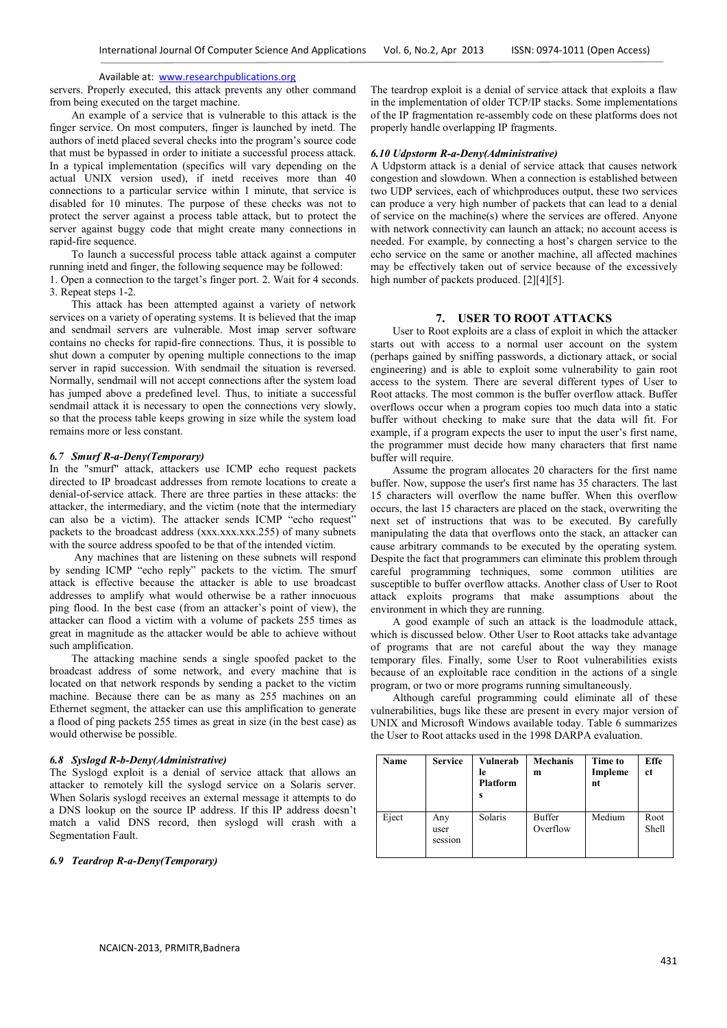servers. Properly executed, this attack prevents any other command from being executed on the target machine.

An example of a service that is vulnerable to this attack is the finger service. On most computers, finger is launched by inetd. The authors of inetd placed several checks into the program's source code that must be bypassed in order to initiate a successful process attack. In a typical implementation (specifics will vary depending on the actual UNIX version used), if inetd receives more than 40 connections to a particular service within 1 minute, that service is disabled for 10 minutes. The purpose of these checks was not to protect the server against a process table attack, but to protect the server against buggy code that might create many connections in rapid-fire sequence.

To launch a successful process table attack against a computer running inetd and finger, the following sequence may be followed:

1. Open a connection to the target's finger port. 2. Wait for 4 seconds. 3. Repeat steps 1-2.

This attack has been attempted against a variety of network services on a variety of operating systems. It is believed that the imap and sendmail servers are vulnerable. Most imap server software contains no checks for rapid-fire connections. Thus, it is possible to shut down a computer by opening multiple connections to the imap server in rapid succession. With sendmail the situation is reversed. Normally, sendmail will not accept connections after the system load has jumped above a predefined level. Thus, to initiate a successful sendmail attack it is necessary to open the connections very slowly, so that the process table keeps growing in size while the system load remains more or less constant.

### *6.7 Smurf R-a-Deny(Temporary)*

In the "smurf" attack, attackers use ICMP echo request packets directed to IP broadcast addresses from remote locations to create a denial-of-service attack. There are three parties in these attacks: the attacker, the intermediary, and the victim (note that the intermediary can also be a victim). The attacker sends ICMP "echo request" packets to the broadcast address (xxx.xxx.xxx.255) of many subnets with the source address spoofed to be that of the intended victim.

Any machines that are listening on these subnets will respond by sending ICMP "echo reply" packets to the victim. The smurf attack is effective because the attacker is able to use broadcast addresses to amplify what would otherwise be a rather innocuous ping flood. In the best case (from an attacker's point of view), the attacker can flood a victim with a volume of packets 255 times as great in magnitude as the attacker would be able to achieve without such amplification.

The attacking machine sends a single spoofed packet to the broadcast address of some network, and every machine that is located on that network responds by sending a packet to the victim machine. Because there can be as many as 255 machines on an Ethernet segment, the attacker can use this amplification to generate a flood of ping packets 255 times as great in size (in the best case) as would otherwise be possible.

### *6.8 Syslogd R-b-Deny(Administrative)*

The Syslogd exploit is a denial of service attack that allows an attacker to remotely kill the syslogd service on a Solaris server. When Solaris syslogd receives an external message it attempts to do a DNS lookup on the source IP address. If this IP address doesn't match a valid DNS record, then syslogd will crash with a Segmentation Fault.

### *6.9 Teardrop R-a-Deny(Temporary)*

The teardrop exploit is a denial of service attack that exploits a flaw in the implementation of older TCP/IP stacks. Some implementations of the IP fragmentation re-assembly code on these platforms does not properly handle overlapping IP fragments.

### *6.10 Udpstorm R-a-Deny(Administrative)*

A Udpstorm attack is a denial of service attack that causes network congestion and slowdown. When a connection is established between two UDP services, each of whichproduces output, these two services can produce a very high number of packets that can lead to a denial of service on the machine(s) where the services are offered. Anyone with network connectivity can launch an attack; no account access is needed. For example, by connecting a host's chargen service to the echo service on the same or another machine, all affected machines may be effectively taken out of service because of the excessively high number of packets produced. [2][4][5].

## 7. USER TO ROOT ATTACKS

User to Root exploits are a class of exploit in which the attacker starts out with access to a normal user account on the system (perhaps gained by sniffing passwords, a dictionary attack, or social engineering) and is able to exploit some vulnerability to gain root access to the system. There are several different types of User to Root attacks. The most common is the buffer overflow attack. Buffer overflows occur when a program copies too much data into a static buffer without checking to make sure that the data will fit. For example, if a program expects the user to input the user's first name, the programmer must decide how many characters that first name buffer will require.

Assume the program allocates 20 characters for the first name buffer. Now, suppose the user's first name has 35 characters. The last 15 characters will overflow the name buffer. When this overflow occurs, the last 15 characters are placed on the stack, overwriting the next set of instructions that was to be executed. By carefully manipulating the data that overflows onto the stack, an attacker can cause arbitrary commands to be executed by the operating system. Despite the fact that programmers can eliminate this problem through careful programming techniques, some common utilities are susceptible to buffer overflow attacks. Another class of User to Root attack exploits programs that make assumptions about the environment in which they are running.

A good example of such an attack is the loadmodule attack, which is discussed below. Other User to Root attacks take advantage of programs that are not careful about the way they manage temporary files. Finally, some User to Root vulnerabilities exists because of an exploitable race condition in the actions of a single program, or two or more programs running simultaneously.

Although careful programming could eliminate all of these vulnerabilities, bugs like these are present in every major version of UNIX and Microsoft Windows available today. Table 6 summarizes the User to Root attacks used in the 1998 DARPA evaluation.

| Name | Service | Vulnerable Platforms | Mechanism | Time to Implement | Effect |
|---|---|---|---|---|---|
| Eject | Any user session | Solaris | Buffer Overflow | Medium | Root Shell |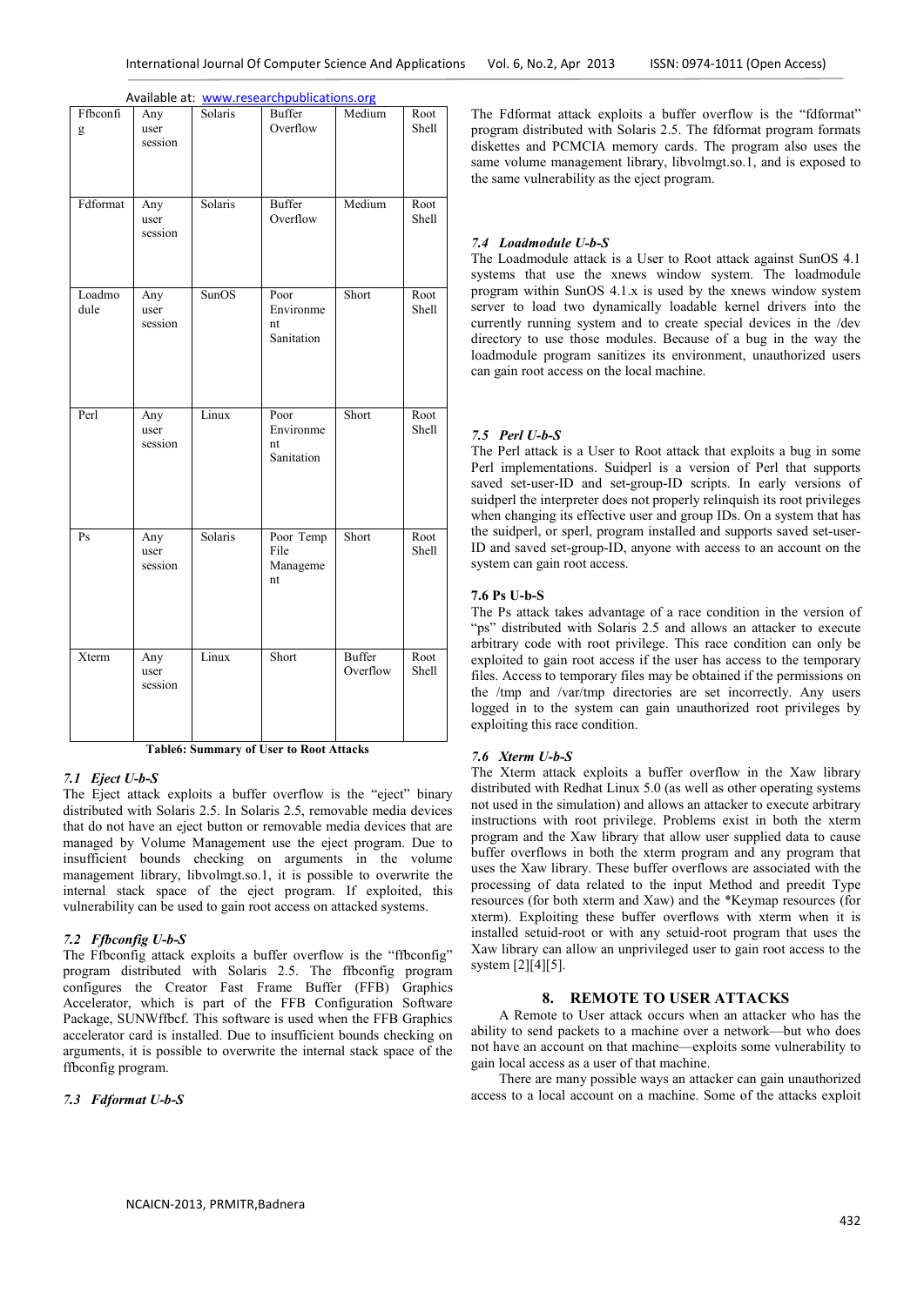| Ffbconfig | Any user session | Solaris | Buffer Overflow | Medium | Root Shell |
|---|---|---|---|---|---|
| Fdformat | Any user session | Solaris | Buffer Overflow | Medium | Root Shell |
| Loadmodule | Any user session | SunOS | Poor Environment Sanitation | Short | Root Shell |
| Perl | Any user session | Linux | Poor Environment Sanitation | Short | Root Shell |
| Ps | Any user session | Solaris | Poor Temp File Management | Short | Root Shell |
| Xterm | Any user session | Linux | Short | Buffer Overflow | Root Shell |

**Table6: Summary of User to Root Attacks**

### *7.1 Eject U-b-S*

The Eject attack exploits a buffer overflow is the "eject" binary distributed with Solaris 2.5. In Solaris 2.5, removable media devices that do not have an eject button or removable media devices that are managed by Volume Management use the eject program. Due to insufficient bounds checking on arguments in the volume management library, libvolmgt.so.1, it is possible to overwrite the internal stack space of the eject program. If exploited, this vulnerability can be used to gain root access on attacked systems.

### *7.2 Ffbconfig U-b-S*

The Ffbconfig attack exploits a buffer overflow is the "ffbconfig" program distributed with Solaris 2.5. The ffbconfig program configures the Creator Fast Frame Buffer (FFB) Graphics Accelerator, which is part of the FFB Configuration Software Package, SUNWffbcf. This software is used when the FFB Graphics accelerator card is installed. Due to insufficient bounds checking on arguments, it is possible to overwrite the internal stack space of the ffbconfig program.

### *7.3 Fdformat U-b-S*

The Fdformat attack exploits a buffer overflow is the "fdformat" program distributed with Solaris 2.5. The fdformat program formats diskettes and PCMCIA memory cards. The program also uses the same volume management library, libvolmgt.so.1, and is exposed to the same vulnerability as the eject program.

### *7.4 Loadmodule U-b-S*

The Loadmodule attack is a User to Root attack against SunOS 4.1 systems that use the xnews window system. The loadmodule program within SunOS 4.1.x is used by the xnews window system server to load two dynamically loadable kernel drivers into the currently running system and to create special devices in the /dev directory to use those modules. Because of a bug in the way the loadmodule program sanitizes its environment, unauthorized users can gain root access on the local machine.

### *7.5 Perl U-b-S*

The Perl attack is a User to Root attack that exploits a bug in some Perl implementations. Suidperl is a version of Perl that supports saved set-user-ID and set-group-ID scripts. In early versions of suidperl the interpreter does not properly relinquish its root privileges when changing its effective user and group IDs. On a system that has the suidperl, or sperl, program installed and supports saved set-user-ID and saved set-group-ID, anyone with access to an account on the system can gain root access.

### 7.6 Ps U-b-S

The Ps attack takes advantage of a race condition in the version of "ps" distributed with Solaris 2.5 and allows an attacker to execute arbitrary code with root privilege. This race condition can only be exploited to gain root access if the user has access to the temporary files. Access to temporary files may be obtained if the permissions on the /tmp and /var/tmp directories are set incorrectly. Any users logged in to the system can gain unauthorized root privileges by exploiting this race condition.

### *7.6 Xterm U-b-S*

The Xterm attack exploits a buffer overflow in the Xaw library distributed with Redhat Linux 5.0 (as well as other operating systems not used in the simulation) and allows an attacker to execute arbitrary instructions with root privilege. Problems exist in both the xterm program and the Xaw library that allow user supplied data to cause buffer overflows in both the xterm program and any program that uses the Xaw library. These buffer overflows are associated with the processing of data related to the input Method and preedit Type resources (for both xterm and Xaw) and the *Keymap resources (for xterm). Exploiting these buffer overflows with xterm when it is installed setuid-root or with any setuid-root program that uses the Xaw library can allow an unprivileged user to gain root access to the system [2][4][5].

## 8. REMOTE TO USER ATTACKS

A Remote to User attack occurs when an attacker who has the ability to send packets to a machine over a network—but who does not have an account on that machine—exploits some vulnerability to gain local access as a user of that machine.

There are many possible ways an attacker can gain unauthorized access to a local account on a machine. Some of the attacks exploit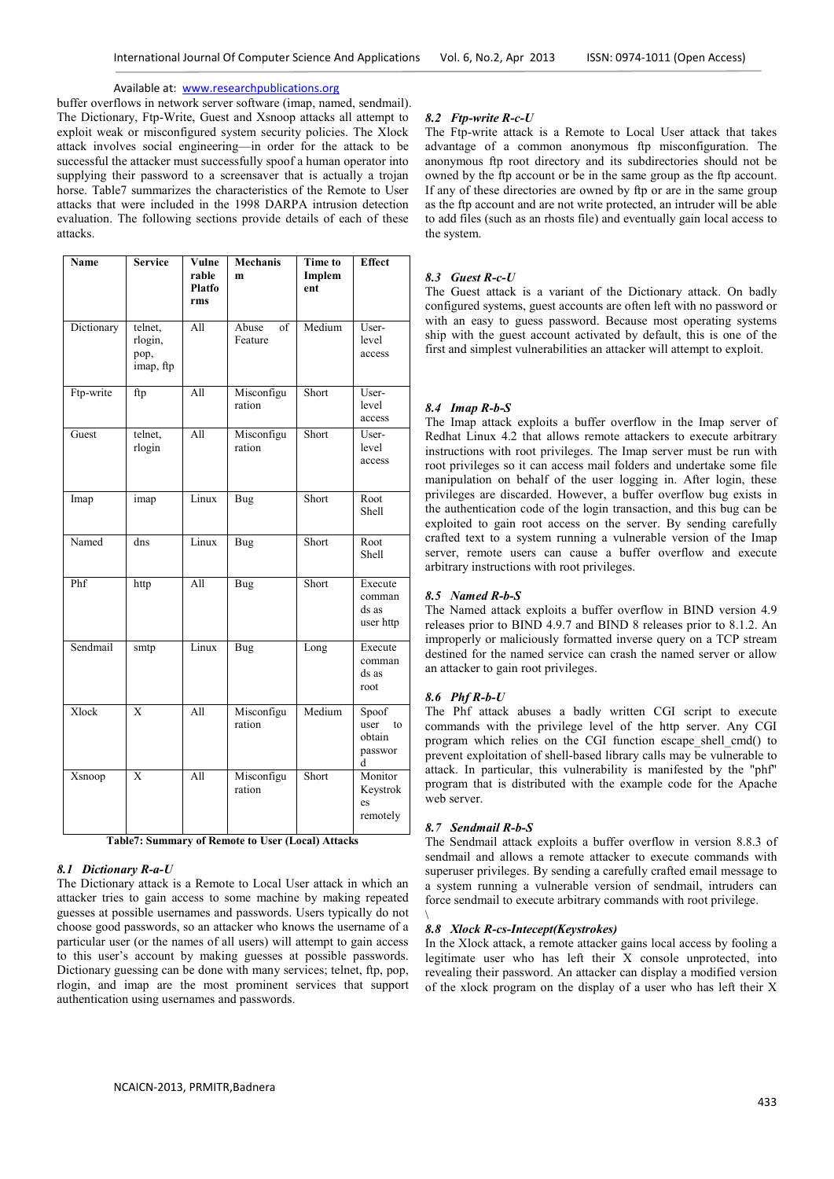buffer overflows in network server software (imap, named, sendmail). The Dictionary, Ftp-Write, Guest and Xsnoop attacks all attempt to exploit weak or misconfigured system security policies. The Xlock attack involves social engineering—in order for the attack to be successful the attacker must successfully spoof a human operator into supplying their password to a screensaver that is actually a trojan horse. Table7 summarizes the characteristics of the Remote to User attacks that were included in the 1998 DARPA intrusion detection evaluation. The following sections provide details of each of these attacks.

| Name | Service | Vulnerable Platforms | Mechanism | Time to Implement | Effect |
|---|---|---|---|---|---|
| Dictionary | telnet, rlogin, pop, imap, ftp | All | Abuse of Feature | Medium | User-level access |
| Ftp-write | ftp | All | Misconfiguration | Short | User-level access |
| Guest | telnet, rlogin | All | Misconfiguration | Short | User-level access |
| Imap | imap | Linux | Bug | Short | Root Shell |
| Named | dns | Linux | Bug | Short | Root Shell |
| Phf | http | All | Bug | Short | Execute commands as user http |
| Sendmail | smtp | Linux | Bug | Long | Execute commands as root |
| Xlock | X | All | Misconfiguration | Medium | Spoof user to obtain password |
| Xsnoop | X | All | Misconfiguration | Short | Monitor Keystrokes remotely |

**Table7: Summary of Remote to User (Local) Attacks**

### *8.1 Dictionary R-a-U*

The Dictionary attack is a Remote to Local User attack in which an attacker tries to gain access to some machine by making repeated guesses at possible usernames and passwords. Users typically do not choose good passwords, so an attacker who knows the username of a particular user (or the names of all users) will attempt to gain access to this user's account by making guesses at possible passwords. Dictionary guessing can be done with many services; telnet, ftp, pop, rlogin, and imap are the most prominent services that support authentication using usernames and passwords.

### *8.2 Ftp-write R-c-U*

The Ftp-write attack is a Remote to Local User attack that takes advantage of a common anonymous ftp misconfiguration. The anonymous ftp root directory and its subdirectories should not be owned by the ftp account or be in the same group as the ftp account. If any of these directories are owned by ftp or are in the same group as the ftp account and are not write protected, an intruder will be able to add files (such as an rhosts file) and eventually gain local access to the system.

### *8.3 Guest R-c-U*

The Guest attack is a variant of the Dictionary attack. On badly configured systems, guest accounts are often left with no password or with an easy to guess password. Because most operating systems ship with the guest account activated by default, this is one of the first and simplest vulnerabilities an attacker will attempt to exploit.

### *8.4 Imap R-b-S*

The Imap attack exploits a buffer overflow in the Imap server of Redhat Linux 4.2 that allows remote attackers to execute arbitrary instructions with root privileges. The Imap server must be run with root privileges so it can access mail folders and undertake some file manipulation on behalf of the user logging in. After login, these privileges are discarded. However, a buffer overflow bug exists in the authentication code of the login transaction, and this bug can be exploited to gain root access on the server. By sending carefully crafted text to a system running a vulnerable version of the Imap server, remote users can cause a buffer overflow and execute arbitrary instructions with root privileges.

### *8.5 Named R-b-S*

The Named attack exploits a buffer overflow in BIND version 4.9 releases prior to BIND 4.9.7 and BIND 8 releases prior to 8.1.2. An improperly or maliciously formatted inverse query on a TCP stream destined for the named service can crash the named server or allow an attacker to gain root privileges.

### *8.6 Phf R-b-U*

The Phf attack abuses a badly written CGI script to execute commands with the privilege level of the http server. Any CGI program which relies on the CGI function escape_shell_cmd() to prevent exploitation of shell-based library calls may be vulnerable to attack. In particular, this vulnerability is manifested by the "phf" program that is distributed with the example code for the Apache web server.

### *8.7 Sendmail R-b-S*

The Sendmail attack exploits a buffer overflow in version 8.8.3 of sendmail and allows a remote attacker to execute commands with superuser privileges. By sending a carefully crafted email message to a system running a vulnerable version of sendmail, intruders can force sendmail to execute arbitrary commands with root privilege.

\

### *8.8 Xlock R-cs-Intecept(Keystrokes)*

In the Xlock attack, a remote attacker gains local access by fooling a legitimate user who has left their X console unprotected, into revealing their password. An attacker can display a modified version of the xlock program on the display of a user who has left their X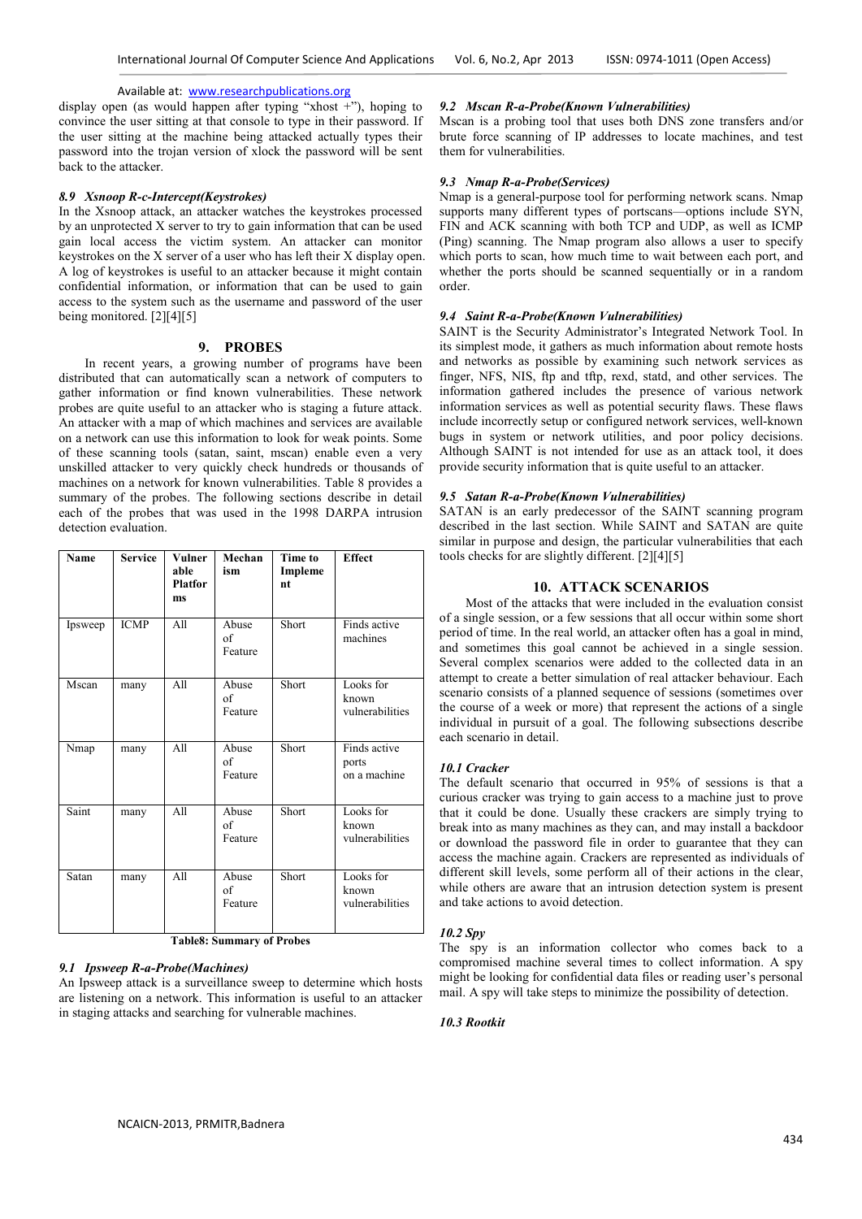display open (as would happen after typing "xhost +"), hoping to convince the user sitting at that console to type in their password. If the user sitting at the machine being attacked actually types their password into the trojan version of xlock the password will be sent back to the attacker.

### *8.9 Xsnoop R-c-Intercept(Keystrokes)*

In the Xsnoop attack, an attacker watches the keystrokes processed by an unprotected X server to try to gain information that can be used gain local access the victim system. An attacker can monitor keystrokes on the X server of a user who has left their X display open. A log of keystrokes is useful to an attacker because it might contain confidential information, or information that can be used to gain access to the system such as the username and password of the user being monitored. [2][4][5]

## 9. PROBES

In recent years, a growing number of programs have been distributed that can automatically scan a network of computers to gather information or find known vulnerabilities. These network probes are quite useful to an attacker who is staging a future attack. An attacker with a map of which machines and services are available on a network can use this information to look for weak points. Some of these scanning tools (satan, saint, mscan) enable even a very unskilled attacker to very quickly check hundreds or thousands of machines on a network for known vulnerabilities. Table 8 provides a summary of the probes. The following sections describe in detail each of the probes that was used in the 1998 DARPA intrusion detection evaluation.

| Name | Service | Vulnerable Platforms | Mechanism | Time to Implement | Effect |
|---|---|---|---|---|---|
| Ipsweep | ICMP | All | Abuse of Feature | Short | Finds active machines |
| Mscan | many | All | Abuse of Feature | Short | Looks for known vulnerabilities |
| Nmap | many | All | Abuse of Feature | Short | Finds active ports on a machine |
| Saint | many | All | Abuse of Feature | Short | Looks for known vulnerabilities |
| Satan | many | All | Abuse of Feature | Short | Looks for known vulnerabilities |

**Table8: Summary of Probes**

### *9.1 Ipsweep R-a-Probe(Machines)*

An Ipsweep attack is a surveillance sweep to determine which hosts are listening on a network. This information is useful to an attacker in staging attacks and searching for vulnerable machines.

### *9.2 Mscan R-a-Probe(Known Vulnerabilities)*

Mscan is a probing tool that uses both DNS zone transfers and/or brute force scanning of IP addresses to locate machines, and test them for vulnerabilities.

### *9.3 Nmap R-a-Probe(Services)*

Nmap is a general-purpose tool for performing network scans. Nmap supports many different types of portscans—options include SYN, FIN and ACK scanning with both TCP and UDP, as well as ICMP (Ping) scanning. The Nmap program also allows a user to specify which ports to scan, how much time to wait between each port, and whether the ports should be scanned sequentially or in a random order.

### *9.4 Saint R-a-Probe(Known Vulnerabilities)*

SAINT is the Security Administrator's Integrated Network Tool. In its simplest mode, it gathers as much information about remote hosts and networks as possible by examining such network services as finger, NFS, NIS, ftp and tftp, rexd, statd, and other services. The information gathered includes the presence of various network information services as well as potential security flaws. These flaws include incorrectly setup or configured network services, well-known bugs in system or network utilities, and poor policy decisions. Although SAINT is not intended for use as an attack tool, it does provide security information that is quite useful to an attacker.

### *9.5 Satan R-a-Probe(Known Vulnerabilities)*

SATAN is an early predecessor of the SAINT scanning program described in the last section. While SAINT and SATAN are quite similar in purpose and design, the particular vulnerabilities that each tools checks for are slightly different. [2][4][5]

## 10. ATTACK SCENARIOS

Most of the attacks that were included in the evaluation consist of a single session, or a few sessions that all occur within some short period of time. In the real world, an attacker often has a goal in mind, and sometimes this goal cannot be achieved in a single session. Several complex scenarios were added to the collected data in an attempt to create a better simulation of real attacker behaviour. Each scenario consists of a planned sequence of sessions (sometimes over the course of a week or more) that represent the actions of a single individual in pursuit of a goal. The following subsections describe each scenario in detail.

### *10.1 Cracker*

The default scenario that occurred in 95% of sessions is that a curious cracker was trying to gain access to a machine just to prove that it could be done. Usually these crackers are simply trying to break into as many machines as they can, and may install a backdoor or download the password file in order to guarantee that they can access the machine again. Crackers are represented as individuals of different skill levels, some perform all of their actions in the clear, while others are aware that an intrusion detection system is present and take actions to avoid detection.

### *10.2 Spy*

The spy is an information collector who comes back to a compromised machine several times to collect information. A spy might be looking for confidential data files or reading user's personal mail. A spy will take steps to minimize the possibility of detection.

### *10.3 Rootkit*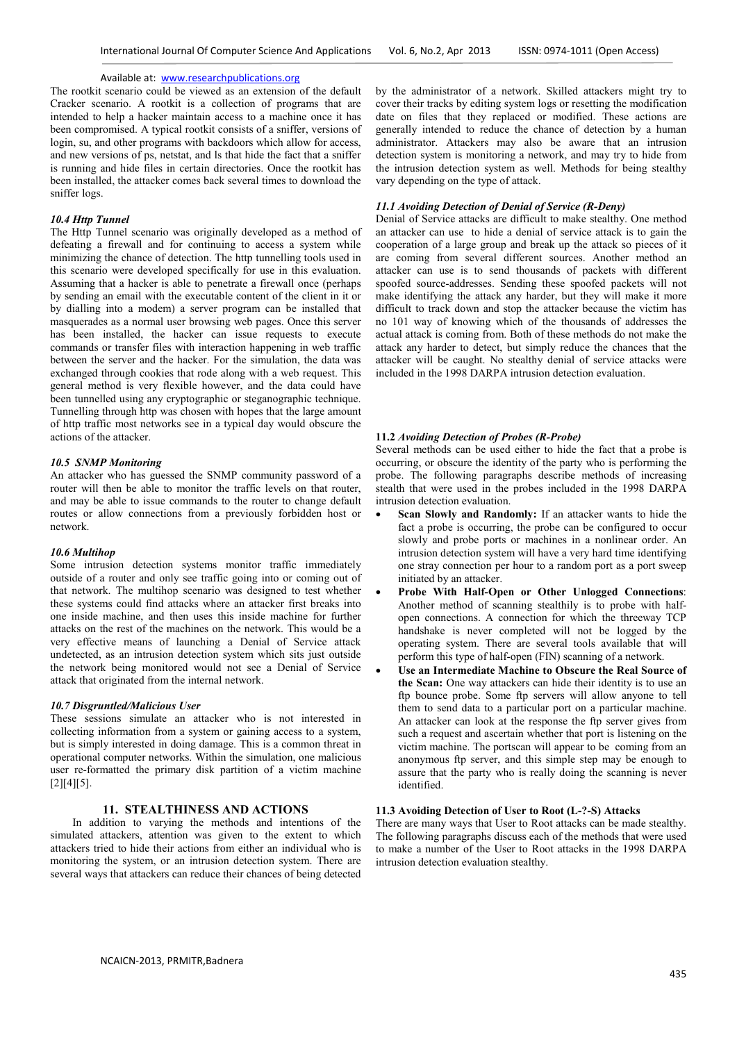The rootkit scenario could be viewed as an extension of the default Cracker scenario. A rootkit is a collection of programs that are intended to help a hacker maintain access to a machine once it has been compromised. A typical rootkit consists of a sniffer, versions of login, su, and other programs with backdoors which allow for access, and new versions of ps, netstat, and ls that hide the fact that a sniffer is running and hide files in certain directories. Once the rootkit has been installed, the attacker comes back several times to download the sniffer logs.

#### *10.4 Http Tunnel*

The Http Tunnel scenario was originally developed as a method of defeating a firewall and for continuing to access a system while minimizing the chance of detection. The http tunnelling tools used in this scenario were developed specifically for use in this evaluation. Assuming that a hacker is able to penetrate a firewall once (perhaps by sending an email with the executable content of the client in it or by dialling into a modem) a server program can be installed that masquerades as a normal user browsing web pages. Once this server has been installed, the hacker can issue requests to execute commands or transfer files with interaction happening in web traffic between the server and the hacker. For the simulation, the data was exchanged through cookies that rode along with a web request. This general method is very flexible however, and the data could have been tunnelled using any cryptographic or steganographic technique. Tunnelling through http was chosen with hopes that the large amount of http traffic most networks see in a typical day would obscure the actions of the attacker.

#### *10.5 SNMP Monitoring*

An attacker who has guessed the SNMP community password of a router will then be able to monitor the traffic levels on that router, and may be able to issue commands to the router to change default routes or allow connections from a previously forbidden host or network.

#### *10.6 Multihop*

Some intrusion detection systems monitor traffic immediately outside of a router and only see traffic going into or coming out of that network. The multihop scenario was designed to test whether these systems could find attacks where an attacker first breaks into one inside machine, and then uses this inside machine for further attacks on the rest of the machines on the network. This would be a very effective means of launching a Denial of Service attack undetected, as an intrusion detection system which sits just outside the network being monitored would not see a Denial of Service attack that originated from the internal network.

#### *10.7 Disgruntled/Malicious User*

These sessions simulate an attacker who is not interested in collecting information from a system or gaining access to a system, but is simply interested in doing damage. This is a common threat in operational computer networks. Within the simulation, one malicious user re-formatted the primary disk partition of a victim machine [2][4][5].

## 11. STEALTHINESS AND ACTIONS

In addition to varying the methods and intentions of the simulated attackers, attention was given to the extent to which attackers tried to hide their actions from either an individual who is monitoring the system, or an intrusion detection system. There are several ways that attackers can reduce their chances of being detected by the administrator of a network. Skilled attackers might try to cover their tracks by editing system logs or resetting the modification date on files that they replaced or modified. These actions are generally intended to reduce the chance of detection by a human administrator. Attackers may also be aware that an intrusion detection system is monitoring a network, and may try to hide from the intrusion detection system as well. Methods for being stealthy vary depending on the type of attack.

#### *11.1 Avoiding Detection of Denial of Service (R-Deny)*

Denial of Service attacks are difficult to make stealthy. One method an attacker can use to hide a denial of service attack is to gain the cooperation of a large group and break up the attack so pieces of it are coming from several different sources. Another method an attacker can use is to send thousands of packets with different spoofed source-addresses. Sending these spoofed packets will not make identifying the attack any harder, but they will make it more difficult to track down and stop the attacker because the victim has no 101 way of knowing which of the thousands of addresses the actual attack is coming from. Both of these methods do not make the attack any harder to detect, but simply reduce the chances that the attacker will be caught. No stealthy denial of service attacks were included in the 1998 DARPA intrusion detection evaluation.

#### 11.2 *Avoiding Detection of Probes (R-Probe)*

Several methods can be used either to hide the fact that a probe is occurring, or obscure the identity of the party who is performing the probe. The following paragraphs describe methods of increasing stealth that were used in the probes included in the 1998 DARPA intrusion detection evaluation.

- **Scan Slowly and Randomly:** If an attacker wants to hide the fact a probe is occurring, the probe can be configured to occur slowly and probe ports or machines in a nonlinear order. An intrusion detection system will have a very hard time identifying one stray connection per hour to a random port as a port sweep initiated by an attacker.
- **Probe With Half-Open or Other Unlogged Connections**: Another method of scanning stealthily is to probe with half-open connections. A connection for which the threeway TCP handshake is never completed will not be logged by the operating system. There are several tools available that will perform this type of half-open (FIN) scanning of a network.
- **Use an Intermediate Machine to Obscure the Real Source of the Scan:** One way attackers can hide their identity is to use an ftp bounce probe. Some ftp servers will allow anyone to tell them to send data to a particular port on a particular machine. An attacker can look at the response the ftp server gives from such a request and ascertain whether that port is listening on the victim machine. The portscan will appear to be coming from an anonymous ftp server, and this simple step may be enough to assure that the party who is really doing the scanning is never identified.

#### 11.3 Avoiding Detection of User to Root (L-?-S) Attacks

There are many ways that User to Root attacks can be made stealthy. The following paragraphs discuss each of the methods that were used to make a number of the User to Root attacks in the 1998 DARPA intrusion detection evaluation stealthy.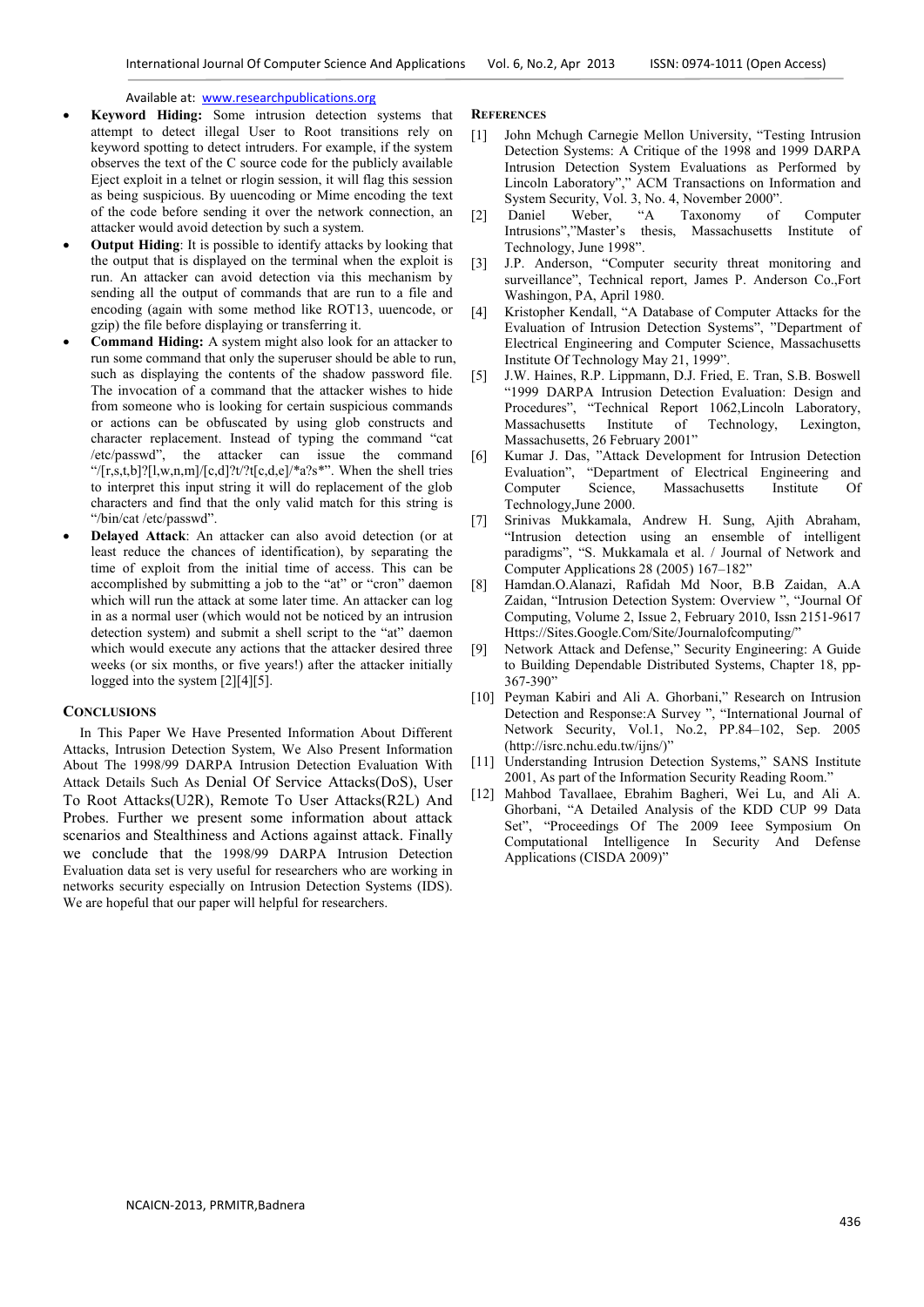- **Keyword Hiding:** Some intrusion detection systems that attempt to detect illegal User to Root transitions rely on keyword spotting to detect intruders. For example, if the system observes the text of the C source code for the publicly available Eject exploit in a telnet or rlogin session, it will flag this session as being suspicious. By uuencoding or Mime encoding the text of the code before sending it over the network connection, an attacker would avoid detection by such a system.
- **Output Hiding**: It is possible to identify attacks by looking that the output that is displayed on the terminal when the exploit is run. An attacker can avoid detection via this mechanism by sending all the output of commands that are run to a file and encoding (again with some method like ROT13, uuencode, or gzip) the file before displaying or transferring it.
- **Command Hiding:** A system might also look for an attacker to run some command that only the superuser should be able to run, such as displaying the contents of the shadow password file. The invocation of a command that the attacker wishes to hide from someone who is looking for certain suspicious commands or actions can be obfuscated by using glob constructs and character replacement. Instead of typing the command "cat /etc/passwd", the attacker can issue the command "/[r,s,t,b]?[l,w,n,m]/[c,d]?t/?t[c,d,e]/*a?s*". When the shell tries to interpret this input string it will do replacement of the glob characters and find that the only valid match for this string is "/bin/cat /etc/passwd".
- **Delayed Attack**: An attacker can also avoid detection (or at least reduce the chances of identification), by separating the time of exploit from the initial time of access. This can be accomplished by submitting a job to the "at" or "cron" daemon which will run the attack at some later time. An attacker can log in as a normal user (which would not be noticed by an intrusion detection system) and submit a shell script to the "at" daemon which would execute any actions that the attacker desired three weeks (or six months, or five years!) after the attacker initially logged into the system [2][4][5].

## CONCLUSIONS

In This Paper We Have Presented Information About Different Attacks, Intrusion Detection System, We Also Present Information About The 1998/99 DARPA Intrusion Detection Evaluation With Attack Details Such As Denial Of Service Attacks(DoS), User To Root Attacks(U2R), Remote To User Attacks(R2L) And Probes. Further we present some information about attack scenarios and Stealthiness and Actions against attack. Finally we conclude that the 1998/99 DARPA Intrusion Detection Evaluation data set is very useful for researchers who are working in networks security especially on Intrusion Detection Systems (IDS). We are hopeful that our paper will helpful for researchers.

## REFERENCES

[1] John Mchugh Carnegie Mellon University, "Testing Intrusion Detection Systems: A Critique of the 1998 and 1999 DARPA Intrusion Detection System Evaluations as Performed by Lincoln Laboratory"," ACM Transactions on Information and System Security, Vol. 3, No. 4, November 2000".

[2] Daniel Weber, "A Taxonomy of Computer Intrusions","Master's thesis, Massachusetts Institute of Technology, June 1998".

[3] J.P. Anderson, "Computer security threat monitoring and surveillance", Technical report, James P. Anderson Co.,Fort Washington, PA, April 1980.

[4] Kristopher Kendall, "A Database of Computer Attacks for the Evaluation of Intrusion Detection Systems", "Department of Electrical Engineering and Computer Science, Massachusetts Institute Of Technology May 21, 1999".

[5] J.W. Haines, R.P. Lippmann, D.J. Fried, E. Tran, S.B. Boswell "1999 DARPA Intrusion Detection Evaluation: Design and Procedures", "Technical Report 1062,Lincoln Laboratory, Massachusetts Institute of Technology, Lexington, Massachusetts, 26 February 2001"

[6] Kumar J. Das, "Attack Development for Intrusion Detection Evaluation", "Department of Electrical Engineering and Computer Science, Massachusetts Institute Of Technology,June 2000.

[7] Srinivas Mukkamala, Andrew H. Sung, Ajith Abraham, "Intrusion detection using an ensemble of intelligent paradigms", "S. Mukkamala et al. / Journal of Network and Computer Applications 28 (2005) 167–182"

[8] Hamdan.O.Alanazi, Rafidah Md Noor, B.B Zaidan, A.A Zaidan, "Intrusion Detection System: Overview ", "Journal Of Computing, Volume 2, Issue 2, February 2010, Issn 2151-9617 Https://Sites.Google.Com/Site/Journalofcomputing/"

[9] Network Attack and Defense," Security Engineering: A Guide to Building Dependable Distributed Systems, Chapter 18, pp-367-390"

[10] Peyman Kabiri and Ali A. Ghorbani," Research on Intrusion Detection and Response:A Survey ", "International Journal of Network Security, Vol.1, No.2, PP.84–102, Sep. 2005 (http://isrc.nchu.edu.tw/ijns/)"

[11] Understanding Intrusion Detection Systems," SANS Institute 2001, As part of the Information Security Reading Room."

[12] Mahbod Tavallaee, Ebrahim Bagheri, Wei Lu, and Ali A. Ghorbani, "A Detailed Analysis of the KDD CUP 99 Data Set", "Proceedings Of The 2009 Ieee Symposium On Computational Intelligence In Security And Defense Applications (CISDA 2009)"